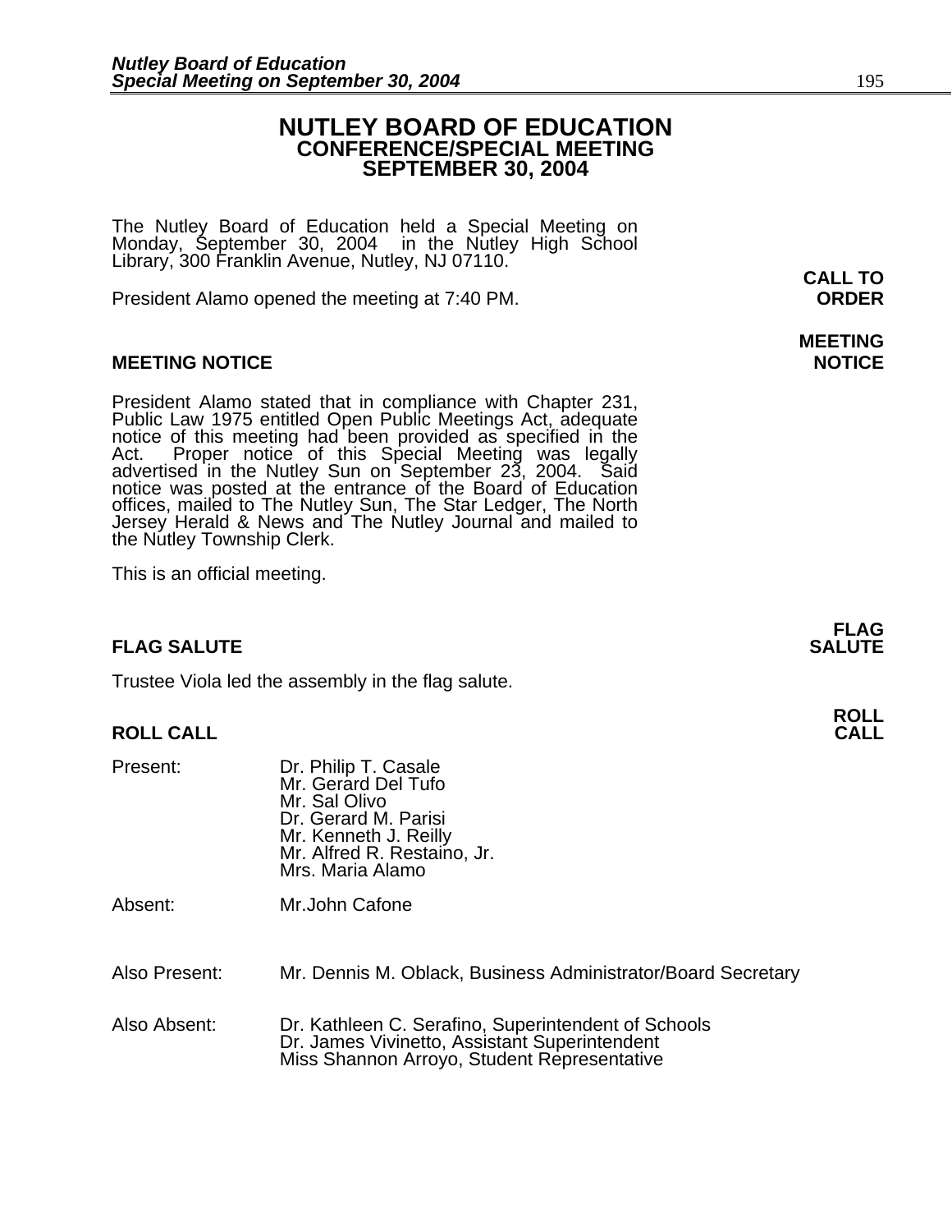# NUTLEY BOARD OF EDUCATION
## CONFERENCE/SPECIAL MEETING
## SEPTEMBER 30, 2004

The Nutley Board of Education held a Special Meeting on Monday, September 30, 2004 in the Nutley High School Library, 300 Franklin Avenue, Nutley, NJ 07110.

**CALL TO ORDER**

President Alamo opened the meeting at 7:40 PM.

**MEETING NOTICE**

President Alamo stated that in compliance with Chapter 231, Public Law 1975 entitled Open Public Meetings Act, adequate notice of this meeting had been provided as specified in the Act. Proper notice of this Special Meeting was legally advertised in the Nutley Sun on September 23, 2004. Said notice was posted at the entrance of the Board of Education offices, mailed to The Nutley Sun, The Star Ledger, The North Jersey Herald & News and The Nutley Journal and mailed to the Nutley Township Clerk.

This is an official meeting.

**FLAG SALUTE**

Trustee Viola led the assembly in the flag salute.

**ROLL CALL**

Present:
- Dr. Philip T. Casale
- Mr. Gerard Del Tufo
- Mr. Sal Olivo
- Dr. Gerard M. Parisi
- Mr. Kenneth J. Reilly
- Mr. Alfred R. Restaino, Jr.
- Mrs. Maria Alamo

Absent: Mr.John Cafone

Also Present: Mr. Dennis M. Oblack, Business Administrator/Board Secretary

Also Absent:
- Dr. Kathleen C. Serafino, Superintendent of Schools
- Dr. James Vivinetto, Assistant Superintendent
- Miss Shannon Arroyo, Student Representative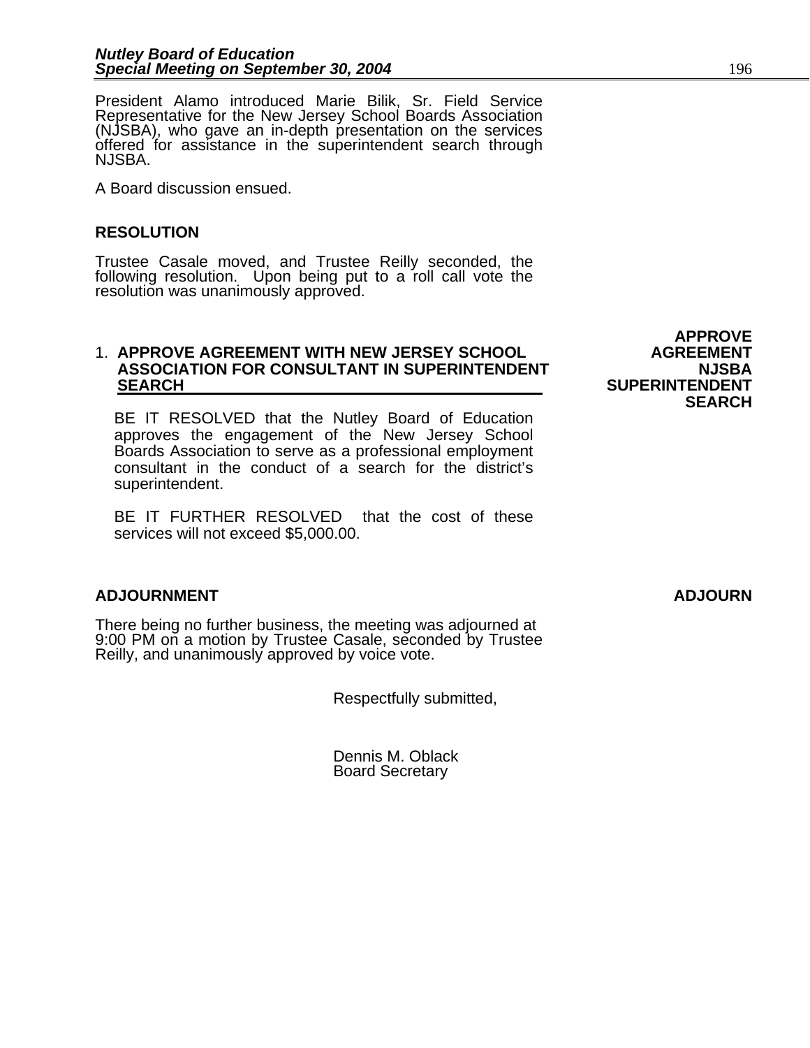President Alamo introduced Marie Bilik, Sr. Field Service Representative for the New Jersey School Boards Association (NJSBA), who gave an in-depth presentation on the services offered for assistance in the superintendent search through NJSBA.

A Board discussion ensued.

## RESOLUTION

Trustee Casale moved, and Trustee Reilly seconded, the following resolution. Upon being put to a roll call vote the resolution was unanimously approved.

**APPROVE AGREEMENT NJSBA SUPERINTENDENT SEARCH**

1. **APPROVE AGREEMENT WITH NEW JERSEY SCHOOL ASSOCIATION FOR CONSULTANT IN SUPERINTENDENT SEARCH**

   BE IT RESOLVED that the Nutley Board of Education approves the engagement of the New Jersey School Boards Association to serve as a professional employment consultant in the conduct of a search for the district's superintendent.

   BE IT FURTHER RESOLVED that the cost of these services will not exceed $5,000.00.

## ADJOURNMENT

**ADJOURN**

There being no further business, the meeting was adjourned at 9:00 PM on a motion by Trustee Casale, seconded by Trustee Reilly, and unanimously approved by voice vote.

Respectfully submitted,

Dennis M. Oblack
Board Secretary